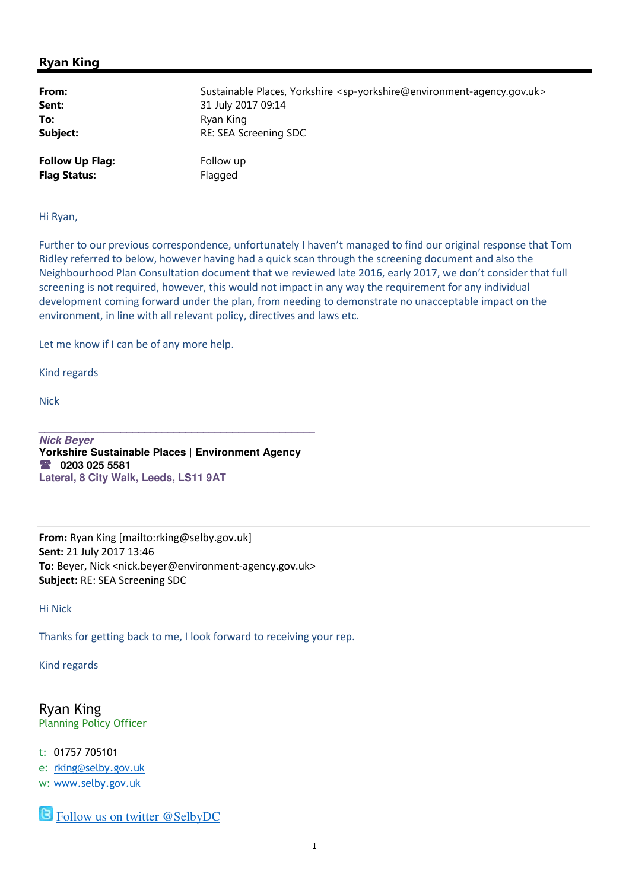## Ryan King

| | |
|---|---|
| **From:** | Sustainable Places, Yorkshire <sp-yorkshire@environment-agency.gov.uk> |
| **Sent:** | 31 July 2017 09:14 |
| **To:** | Ryan King |
| **Subject:** | RE: SEA Screening SDC |
| | |
| **Follow Up Flag:** | Follow up |
| **Flag Status:** | Flagged |

Hi Ryan,

Further to our previous correspondence, unfortunately I haven't managed to find our original response that Tom Ridley referred to below, however having had a quick scan through the screening document and also the Neighbourhood Plan Consultation document that we reviewed late 2016, early 2017, we don't consider that full screening is not required, however, this would not impact in any way the requirement for any individual development coming forward under the plan, from needing to demonstrate no unacceptable impact on the environment, in line with all relevant policy, directives and laws etc.

Let me know if I can be of any more help.

Kind regards

Nick

---

***Nick Beyer***
**Yorkshire Sustainable Places | Environment Agency**
☎ **0203 025 5581**
**Lateral, 8 City Walk, Leeds, LS11 9AT**

---

**From:** Ryan King [mailto:rking@selby.gov.uk]
**Sent:** 21 July 2017 13:46
**To:** Beyer, Nick <nick.beyer@environment-agency.gov.uk>
**Subject:** RE: SEA Screening SDC

Hi Nick

Thanks for getting back to me, I look forward to receiving your rep.

Kind regards

Ryan King
Planning Policy Officer

t: 01757 705101
e: rking@selby.gov.uk
w: www.selby.gov.uk

Follow us on twitter @SelbyDC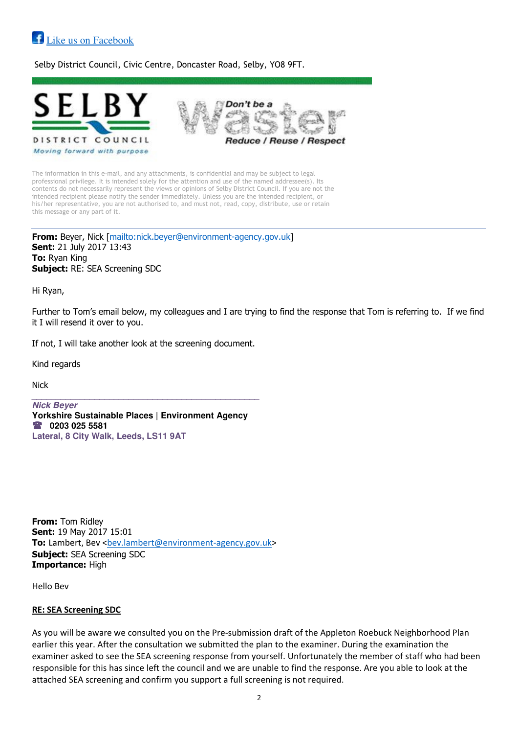Like us on Facebook

Selby District Council, Civic Centre, Doncaster Road, Selby, YO8 9FT.

SELBY DISTRICT COUNCIL
*Moving forward with purpose*

Don't be a Waster
*Reduce / Reuse / Respect*

The information in this e-mail, and any attachments, is confidential and may be subject to legal professional privilege. It is intended solely for the attention and use of the named addressee(s). Its contents do not necessarily represent the views or opinions of Selby District Council. If you are not the intended recipient please notify the sender immediately. Unless you are the intended recipient, or his/her representative, you are not authorised to, and must not, read, copy, distribute, use or retain this message or any part of it.

---

**From:** Beyer, Nick [mailto:nick.beyer@environment-agency.gov.uk]
**Sent:** 21 July 2017 13:43
**To:** Ryan King
**Subject:** RE: SEA Screening SDC

Hi Ryan,

Further to Tom's email below, my colleagues and I are trying to find the response that Tom is referring to. If we find it I will resend it over to you.

If not, I will take another look at the screening document.

Kind regards

Nick

---

***Nick Beyer***
**Yorkshire Sustainable Places | Environment Agency**
**☎ 0203 025 5581**
**Lateral, 8 City Walk, Leeds, LS11 9AT**

**From:** Tom Ridley
**Sent:** 19 May 2017 15:01
**To:** Lambert, Bev <bev.lambert@environment-agency.gov.uk>
**Subject:** SEA Screening SDC
**Importance:** High

Hello Bev

**RE: SEA Screening SDC**

As you will be aware we consulted you on the Pre-submission draft of the Appleton Roebuck Neighborhood Plan earlier this year. After the consultation we submitted the plan to the examiner. During the examination the examiner asked to see the SEA screening response from yourself. Unfortunately the member of staff who had been responsible for this has since left the council and we are unable to find the response. Are you able to look at the attached SEA screening and confirm you support a full screening is not required.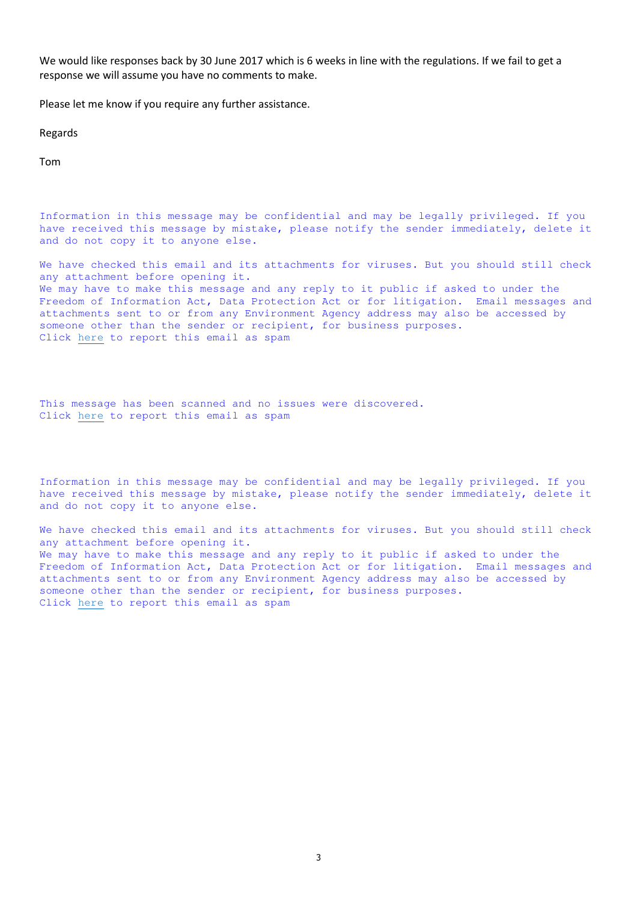We would like responses back by 30 June 2017 which is 6 weeks in line with the regulations. If we fail to get a response we will assume you have no comments to make.

Please let me know if you require any further assistance.

Regards

Tom

Information in this message may be confidential and may be legally privileged. If you have received this message by mistake, please notify the sender immediately, delete it and do not copy it to anyone else.

We have checked this email and its attachments for viruses. But you should still check any attachment before opening it.
We may have to make this message and any reply to it public if asked to under the Freedom of Information Act, Data Protection Act or for litigation. Email messages and attachments sent to or from any Environment Agency address may also be accessed by someone other than the sender or recipient, for business purposes.
Click here to report this email as spam

This message has been scanned and no issues were discovered.
Click here to report this email as spam

Information in this message may be confidential and may be legally privileged. If you have received this message by mistake, please notify the sender immediately, delete it and do not copy it to anyone else.

We have checked this email and its attachments for viruses. But you should still check any attachment before opening it.
We may have to make this message and any reply to it public if asked to under the Freedom of Information Act, Data Protection Act or for litigation. Email messages and attachments sent to or from any Environment Agency address may also be accessed by someone other than the sender or recipient, for business purposes.
Click here to report this email as spam